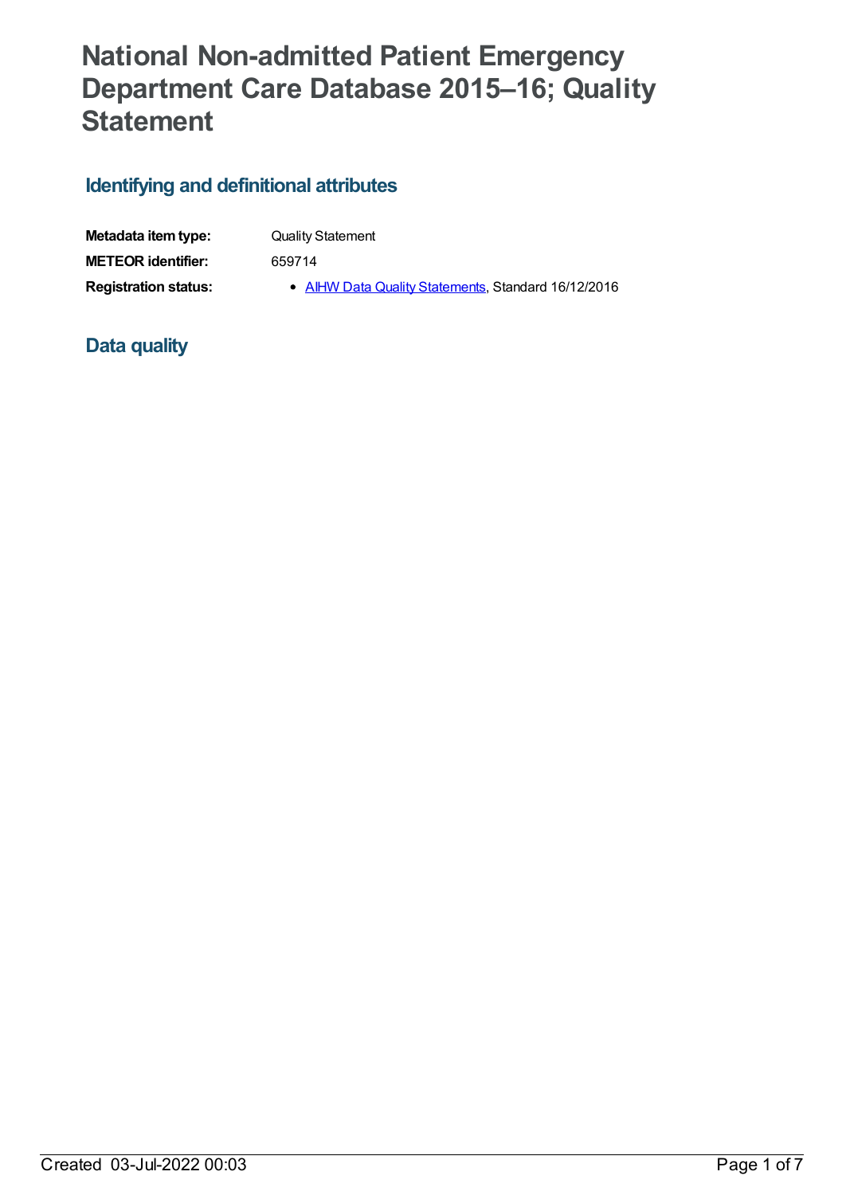# National Non-admitted Patient Emergency Department Care Database 2015–16; Quality Statement

## Identifying and definitional attributes

| | |
|---|---|
| **Metadata item type:** | Quality Statement |
| **METEOR identifier:** | 659714 |
| **Registration status:** | • AIHW Data Quality Statements, Standard 16/12/2016 |

## Data quality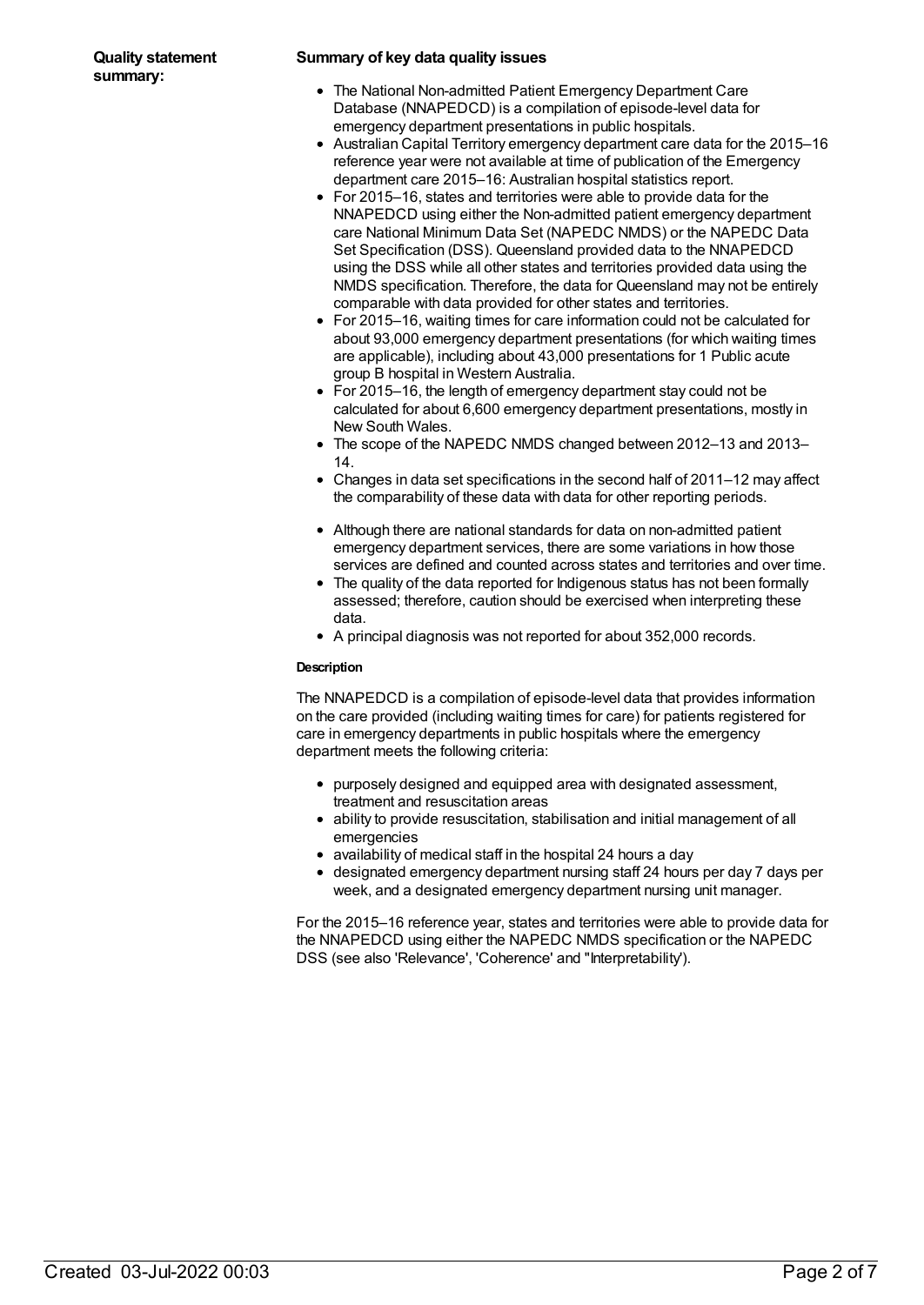**Quality statement summary:**

**Summary of key data quality issues**

- The National Non-admitted Patient Emergency Department Care Database (NNAPEDCD) is a compilation of episode-level data for emergency department presentations in public hospitals.
- Australian Capital Territory emergency department care data for the 2015–16 reference year were not available at time of publication of the Emergency department care 2015–16: Australian hospital statistics report.
- For 2015–16, states and territories were able to provide data for the NNAPEDCD using either the Non-admitted patient emergency department care National Minimum Data Set (NAPEDC NMDS) or the NAPEDC Data Set Specification (DSS). Queensland provided data to the NNAPEDCD using the DSS while all other states and territories provided data using the NMDS specification. Therefore, the data for Queensland may not be entirely comparable with data provided for other states and territories.
- For 2015–16, waiting times for care information could not be calculated for about 93,000 emergency department presentations (for which waiting times are applicable), including about 43,000 presentations for 1 Public acute group B hospital in Western Australia.
- For 2015–16, the length of emergency department stay could not be calculated for about 6,600 emergency department presentations, mostly in New South Wales.
- The scope of the NAPEDC NMDS changed between 2012–13 and 2013–14.
- Changes in data set specifications in the second half of 2011–12 may affect the comparability of these data with data for other reporting periods.
- Although there are national standards for data on non-admitted patient emergency department services, there are some variations in how those services are defined and counted across states and territories and over time.
- The quality of the data reported for Indigenous status has not been formally assessed; therefore, caution should be exercised when interpreting these data.
- A principal diagnosis was not reported for about 352,000 records.

**Description**

The NNAPEDCD is a compilation of episode-level data that provides information on the care provided (including waiting times for care) for patients registered for care in emergency departments in public hospitals where the emergency department meets the following criteria:

- purposely designed and equipped area with designated assessment, treatment and resuscitation areas
- ability to provide resuscitation, stabilisation and initial management of all emergencies
- availability of medical staff in the hospital 24 hours a day
- designated emergency department nursing staff 24 hours per day 7 days per week, and a designated emergency department nursing unit manager.

For the 2015–16 reference year, states and territories were able to provide data for the NNAPEDCD using either the NAPEDC NMDS specification or the NAPEDC DSS (see also 'Relevance', 'Coherence' and "Interpretability').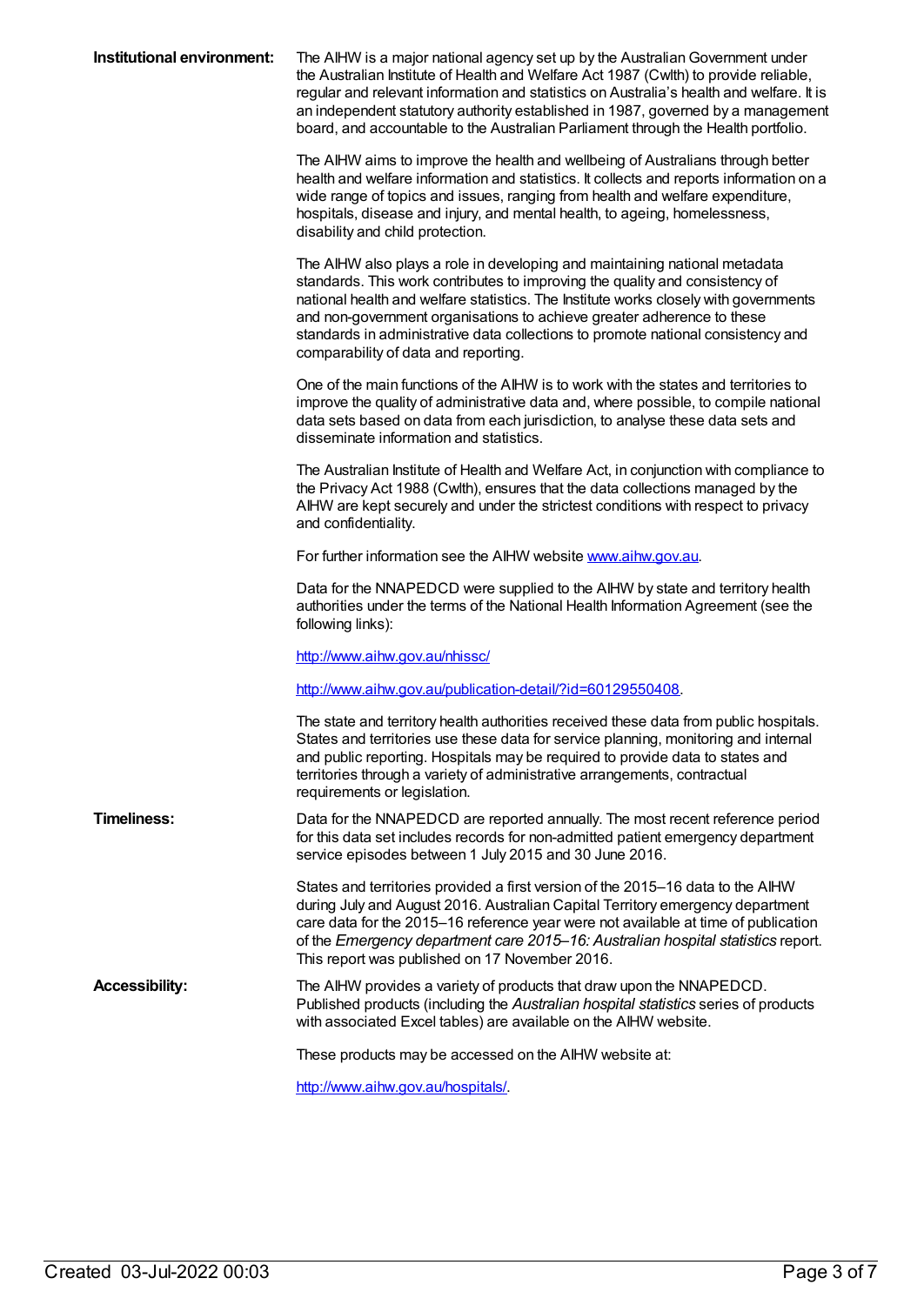**Institutional environment:**

The AIHW is a major national agency set up by the Australian Government under the Australian Institute of Health and Welfare Act 1987 (Cwlth) to provide reliable, regular and relevant information and statistics on Australia's health and welfare. It is an independent statutory authority established in 1987, governed by a management board, and accountable to the Australian Parliament through the Health portfolio.

The AIHW aims to improve the health and wellbeing of Australians through better health and welfare information and statistics. It collects and reports information on a wide range of topics and issues, ranging from health and welfare expenditure, hospitals, disease and injury, and mental health, to ageing, homelessness, disability and child protection.

The AIHW also plays a role in developing and maintaining national metadata standards. This work contributes to improving the quality and consistency of national health and welfare statistics. The Institute works closely with governments and non-government organisations to achieve greater adherence to these standards in administrative data collections to promote national consistency and comparability of data and reporting.

One of the main functions of the AIHW is to work with the states and territories to improve the quality of administrative data and, where possible, to compile national data sets based on data from each jurisdiction, to analyse these data sets and disseminate information and statistics.

The Australian Institute of Health and Welfare Act, in conjunction with compliance to the Privacy Act 1988 (Cwlth), ensures that the data collections managed by the AIHW are kept securely and under the strictest conditions with respect to privacy and confidentiality.

For further information see the AIHW website [www.aihw.gov.au](http://www.aihw.gov.au).

Data for the NNAPEDCD were supplied to the AIHW by state and territory health authorities under the terms of the National Health Information Agreement (see the following links):

<http://www.aihw.gov.au/nhissc/>

<http://www.aihw.gov.au/publication-detail/?id=60129550408>.

The state and territory health authorities received these data from public hospitals. States and territories use these data for service planning, monitoring and internal and public reporting. Hospitals may be required to provide data to states and territories through a variety of administrative arrangements, contractual requirements or legislation.

**Timeliness:**

Data for the NNAPEDCD are reported annually. The most recent reference period for this data set includes records for non-admitted patient emergency department service episodes between 1 July 2015 and 30 June 2016.

States and territories provided a first version of the 2015–16 data to the AIHW during July and August 2016. Australian Capital Territory emergency department care data for the 2015–16 reference year were not available at time of publication of the *Emergency department care 2015–16: Australian hospital statistics* report. This report was published on 17 November 2016.

**Accessibility:**

The AIHW provides a variety of products that draw upon the NNAPEDCD. Published products (including the *Australian hospital statistics* series of products with associated Excel tables) are available on the AIHW website.

These products may be accessed on the AIHW website at:

<http://www.aihw.gov.au/hospitals/>.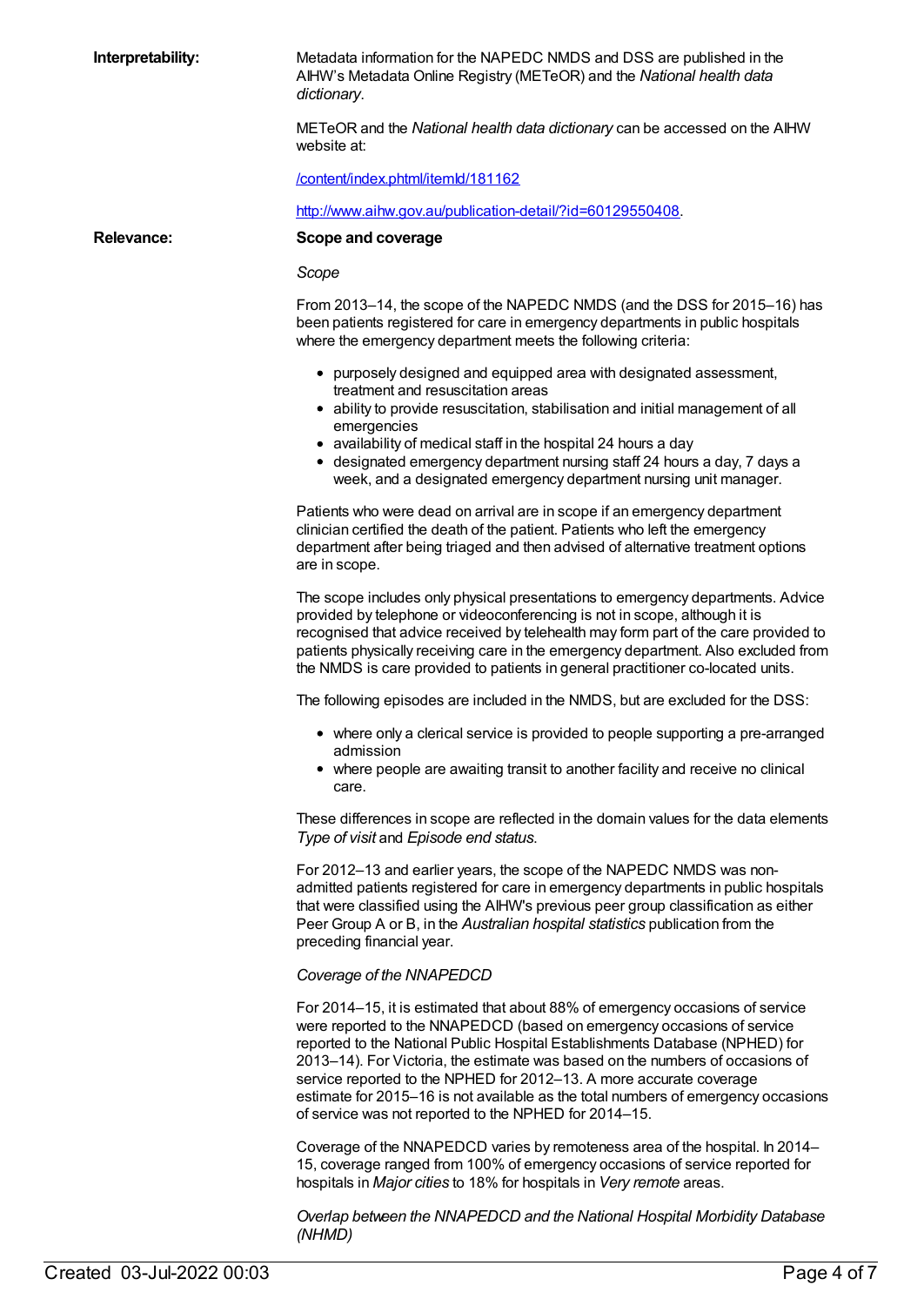**Interpretability:**

Metadata information for the NAPEDC NMDS and DSS are published in the AIHW's Metadata Online Registry (METeOR) and the *National health data dictionary*.

METeOR and the *National health data dictionary* can be accessed on the AIHW website at:

/content/index.phtml/itemId/181162

http://www.aihw.gov.au/publication-detail/?id=60129550408.

**Relevance:**

**Scope and coverage**

*Scope*

From 2013–14, the scope of the NAPEDC NMDS (and the DSS for 2015–16) has been patients registered for care in emergency departments in public hospitals where the emergency department meets the following criteria:

- purposely designed and equipped area with designated assessment, treatment and resuscitation areas
- ability to provide resuscitation, stabilisation and initial management of all emergencies
- availability of medical staff in the hospital 24 hours a day
- designated emergency department nursing staff 24 hours a day, 7 days a week, and a designated emergency department nursing unit manager.

Patients who were dead on arrival are in scope if an emergency department clinician certified the death of the patient. Patients who left the emergency department after being triaged and then advised of alternative treatment options are in scope.

The scope includes only physical presentations to emergency departments. Advice provided by telephone or videoconferencing is not in scope, although it is recognised that advice received by telehealth may form part of the care provided to patients physically receiving care in the emergency department. Also excluded from the NMDS is care provided to patients in general practitioner co-located units.

The following episodes are included in the NMDS, but are excluded for the DSS:

- where only a clerical service is provided to people supporting a pre-arranged admission
- where people are awaiting transit to another facility and receive no clinical care.

These differences in scope are reflected in the domain values for the data elements *Type of visit* and *Episode end status.*

For 2012–13 and earlier years, the scope of the NAPEDC NMDS was non-admitted patients registered for care in emergency departments in public hospitals that were classified using the AIHW's previous peer group classification as either Peer Group A or B, in the *Australian hospital statistics* publication from the preceding financial year.

*Coverage of the NNAPEDCD*

For 2014–15, it is estimated that about 88% of emergency occasions of service were reported to the NNAPEDCD (based on emergency occasions of service reported to the National Public Hospital Establishments Database (NPHED) for 2013–14). For Victoria, the estimate was based on the numbers of occasions of service reported to the NPHED for 2012–13. A more accurate coverage estimate for 2015–16 is not available as the total numbers of emergency occasions of service was not reported to the NPHED for 2014–15.

Coverage of the NNAPEDCD varies by remoteness area of the hospital. In 2014–15, coverage ranged from 100% of emergency occasions of service reported for hospitals in *Major cities* to 18% for hospitals in *Very remote* areas.

*Overlap between the NNAPEDCD and the National Hospital Morbidity Database (NHMD)*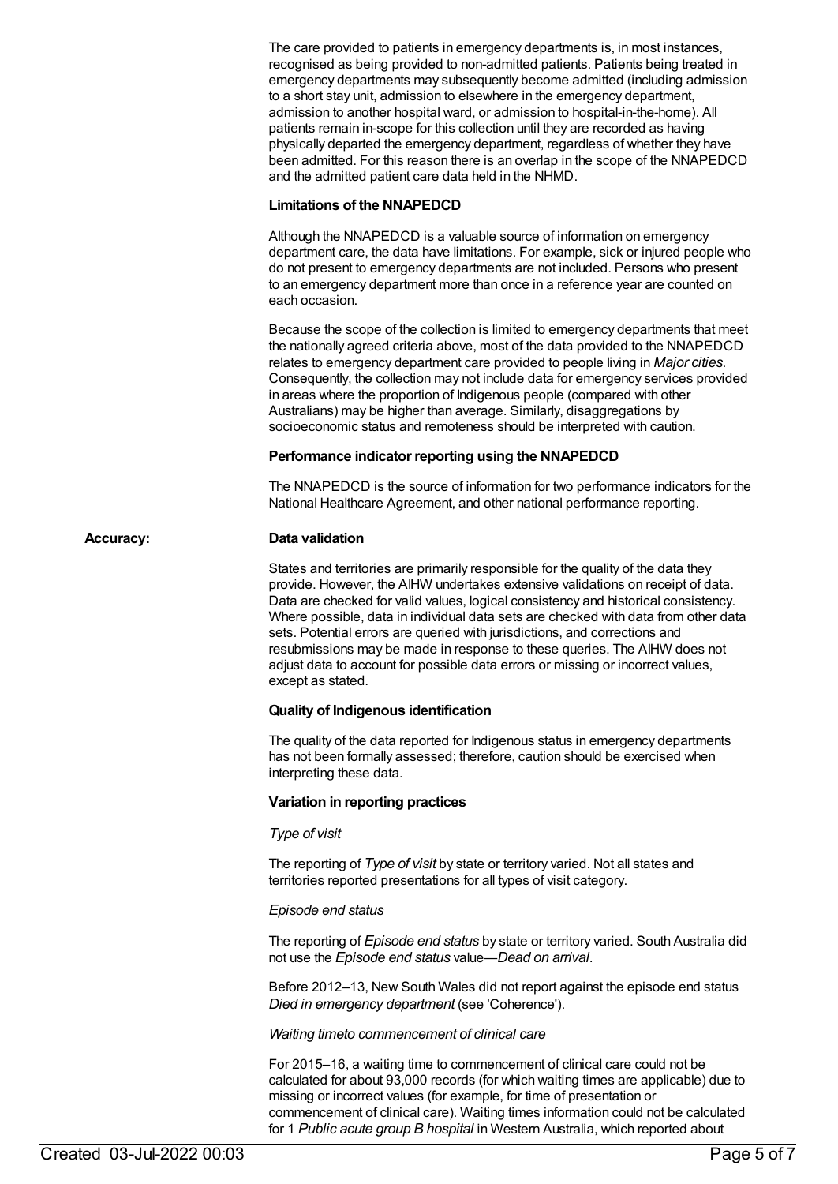The care provided to patients in emergency departments is, in most instances, recognised as being provided to non-admitted patients. Patients being treated in emergency departments may subsequently become admitted (including admission to a short stay unit, admission to elsewhere in the emergency department, admission to another hospital ward, or admission to hospital-in-the-home). All patients remain in-scope for this collection until they are recorded as having physically departed the emergency department, regardless of whether they have been admitted. For this reason there is an overlap in the scope of the NNAPEDCD and the admitted patient care data held in the NHMD.

**Limitations of the NNAPEDCD**

Although the NNAPEDCD is a valuable source of information on emergency department care, the data have limitations. For example, sick or injured people who do not present to emergency departments are not included. Persons who present to an emergency department more than once in a reference year are counted on each occasion.

Because the scope of the collection is limited to emergency departments that meet the nationally agreed criteria above, most of the data provided to the NNAPEDCD relates to emergency department care provided to people living in *Major cities*. Consequently, the collection may not include data for emergency services provided in areas where the proportion of Indigenous people (compared with other Australians) may be higher than average. Similarly, disaggregations by socioeconomic status and remoteness should be interpreted with caution.

**Performance indicator reporting using the NNAPEDCD**

The NNAPEDCD is the source of information for two performance indicators for the National Healthcare Agreement, and other national performance reporting.

**Accuracy:**

**Data validation**

States and territories are primarily responsible for the quality of the data they provide. However, the AIHW undertakes extensive validations on receipt of data. Data are checked for valid values, logical consistency and historical consistency. Where possible, data in individual data sets are checked with data from other data sets. Potential errors are queried with jurisdictions, and corrections and resubmissions may be made in response to these queries. The AIHW does not adjust data to account for possible data errors or missing or incorrect values, except as stated.

**Quality of Indigenous identification**

The quality of the data reported for Indigenous status in emergency departments has not been formally assessed; therefore, caution should be exercised when interpreting these data.

**Variation in reporting practices**

*Type of visit*

The reporting of *Type of visit* by state or territory varied. Not all states and territories reported presentations for all types of visit category.

*Episode end status*

The reporting of *Episode end status* by state or territory varied. South Australia did not use the *Episode end status* value—*Dead on arrival*.

Before 2012–13, New South Wales did not report against the episode end status *Died in emergency department* (see 'Coherence').

*Waiting timeto commencement of clinical care*

For 2015–16, a waiting time to commencement of clinical care could not be calculated for about 93,000 records (for which waiting times are applicable) due to missing or incorrect values (for example, for time of presentation or commencement of clinical care). Waiting times information could not be calculated for 1 *Public acute group B hospital* in Western Australia, which reported about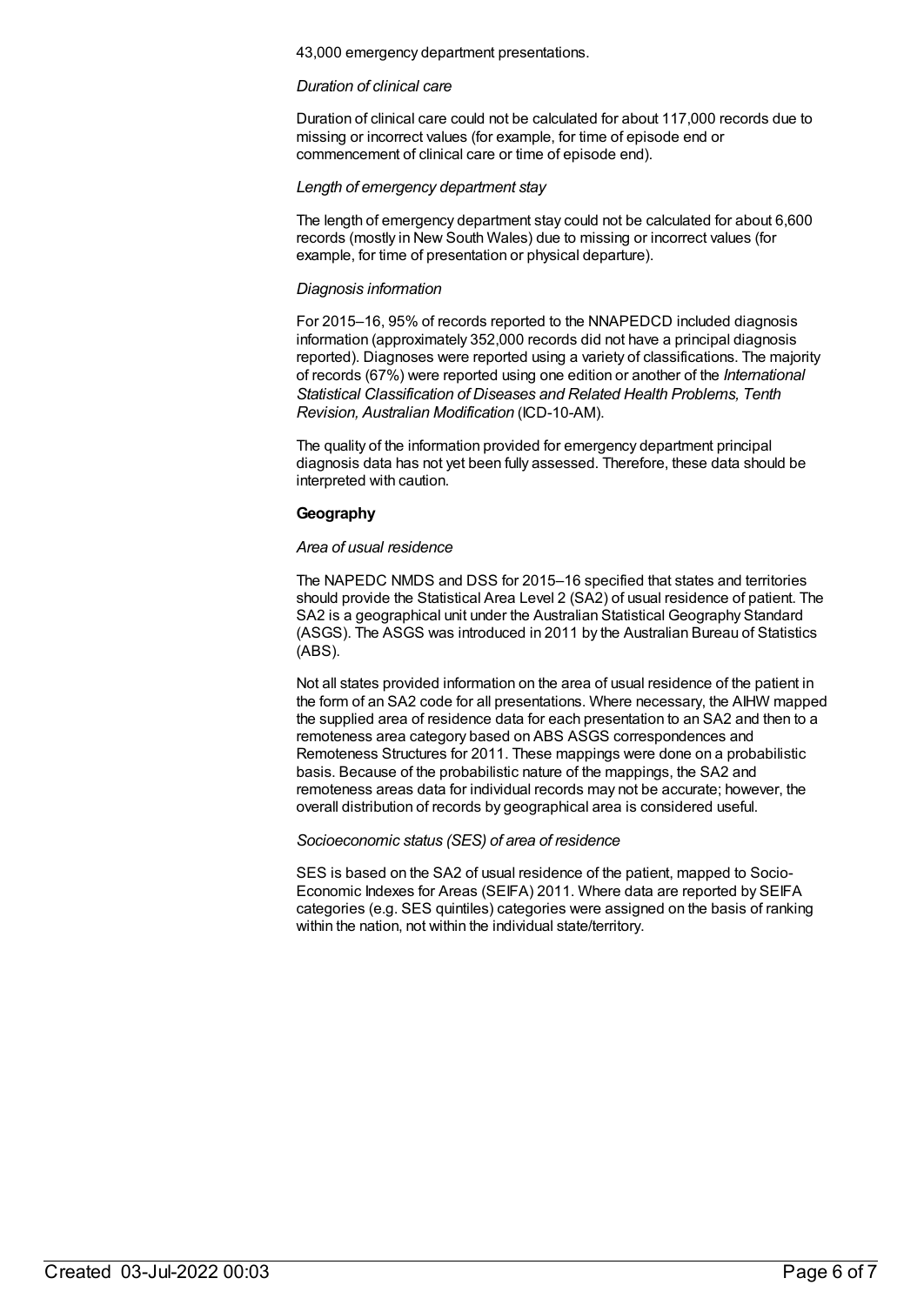43,000 emergency department presentations.

*Duration of clinical care*

Duration of clinical care could not be calculated for about 117,000 records due to missing or incorrect values (for example, for time of episode end or commencement of clinical care or time of episode end).

*Length of emergency department stay*

The length of emergency department stay could not be calculated for about 6,600 records (mostly in New South Wales) due to missing or incorrect values (for example, for time of presentation or physical departure).

*Diagnosis information*

For 2015–16, 95% of records reported to the NNAPEDCD included diagnosis information (approximately 352,000 records did not have a principal diagnosis reported). Diagnoses were reported using a variety of classifications. The majority of records (67%) were reported using one edition or another of the *International Statistical Classification of Diseases and Related Health Problems, Tenth Revision, Australian Modification* (ICD-10-AM).

The quality of the information provided for emergency department principal diagnosis data has not yet been fully assessed. Therefore, these data should be interpreted with caution.

**Geography**

*Area of usual residence*

The NAPEDC NMDS and DSS for 2015–16 specified that states and territories should provide the Statistical Area Level 2 (SA2) of usual residence of patient. The SA2 is a geographical unit under the Australian Statistical Geography Standard (ASGS). The ASGS was introduced in 2011 by the Australian Bureau of Statistics (ABS).

Not all states provided information on the area of usual residence of the patient in the form of an SA2 code for all presentations. Where necessary, the AIHW mapped the supplied area of residence data for each presentation to an SA2 and then to a remoteness area category based on ABS ASGS correspondences and Remoteness Structures for 2011. These mappings were done on a probabilistic basis. Because of the probabilistic nature of the mappings, the SA2 and remoteness areas data for individual records may not be accurate; however, the overall distribution of records by geographical area is considered useful.

*Socioeconomic status (SES) of area of residence*

SES is based on the SA2 of usual residence of the patient, mapped to Socio-Economic Indexes for Areas (SEIFA) 2011. Where data are reported by SEIFA categories (e.g. SES quintiles) categories were assigned on the basis of ranking within the nation, not within the individual state/territory.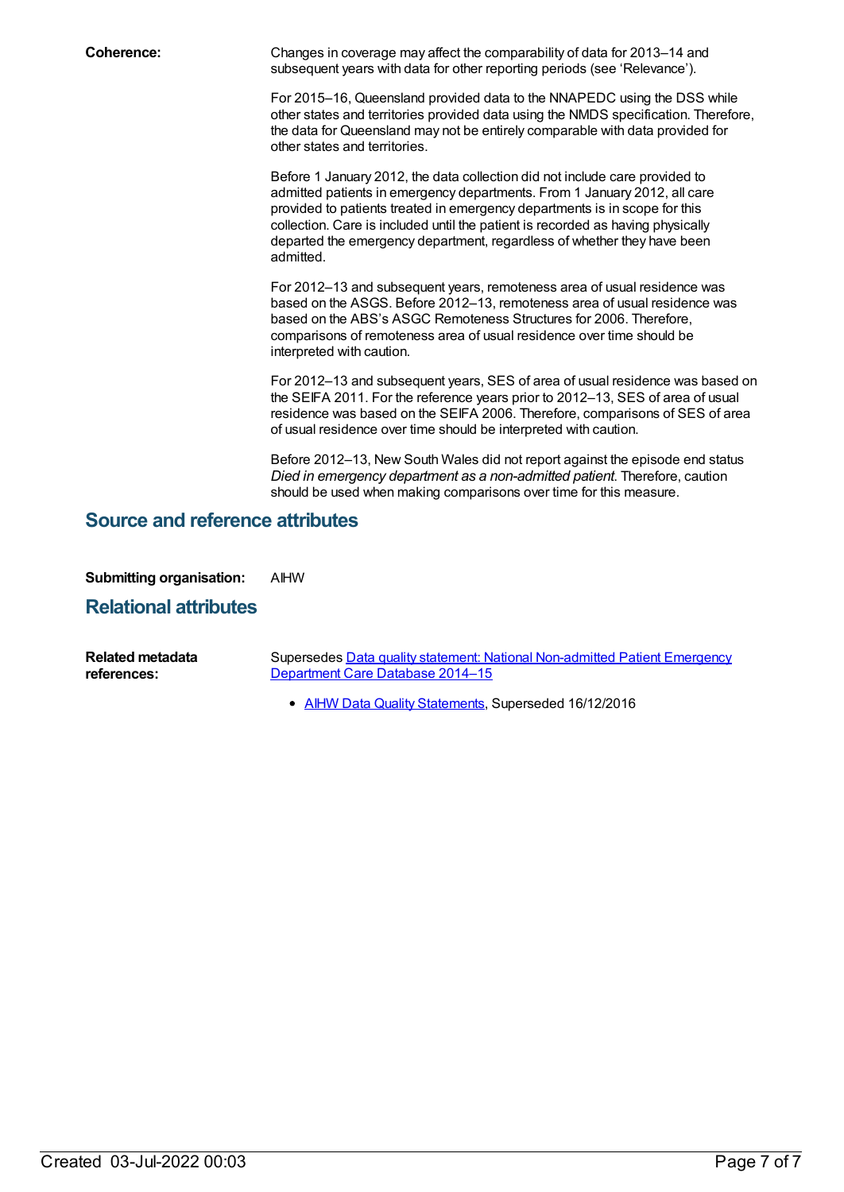**Coherence:**

Changes in coverage may affect the comparability of data for 2013–14 and subsequent years with data for other reporting periods (see 'Relevance').

For 2015–16, Queensland provided data to the NNAPEDC using the DSS while other states and territories provided data using the NMDS specification. Therefore, the data for Queensland may not be entirely comparable with data provided for other states and territories.

Before 1 January 2012, the data collection did not include care provided to admitted patients in emergency departments. From 1 January 2012, all care provided to patients treated in emergency departments is in scope for this collection. Care is included until the patient is recorded as having physically departed the emergency department, regardless of whether they have been admitted.

For 2012–13 and subsequent years, remoteness area of usual residence was based on the ASGS. Before 2012–13, remoteness area of usual residence was based on the ABS's ASGC Remoteness Structures for 2006. Therefore, comparisons of remoteness area of usual residence over time should be interpreted with caution.

For 2012–13 and subsequent years, SES of area of usual residence was based on the SEIFA 2011. For the reference years prior to 2012–13, SES of area of usual residence was based on the SEIFA 2006. Therefore, comparisons of SES of area of usual residence over time should be interpreted with caution.

Before 2012–13, New South Wales did not report against the episode end status *Died in emergency department as a non-admitted patient*. Therefore, caution should be used when making comparisons over time for this measure.

## Source and reference attributes

**Submitting organisation:** AIHW

## Relational attributes

**Related metadata references:**

Supersedes Data quality statement: National Non-admitted Patient Emergency Department Care Database 2014–15

- AIHW Data Quality Statements, Superseded 16/12/2016